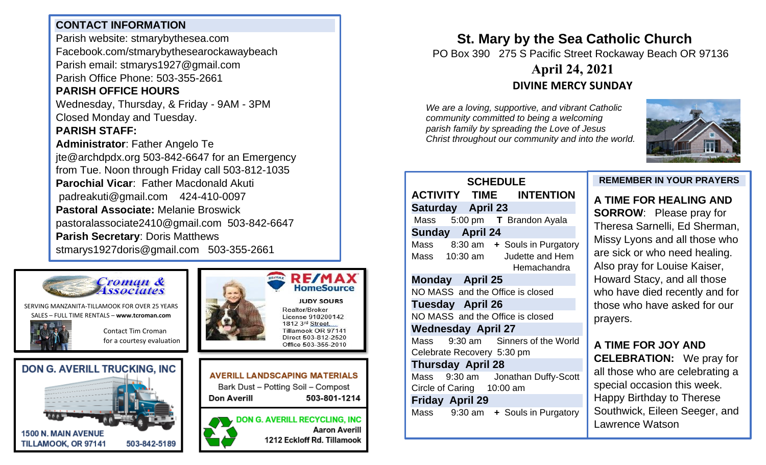# St. Mary by the Sea Catholic Church

PO Box 390 275 S Pacific Street Rockaway Beach OR 97136

**April 24, 2021**

**DIVINE MERCY SUNDAY**

*We are a loving, supportive, and vibrant Catholic community committed to being a welcoming parish family by spreading the Love of Jesus Christ throughout our community and into the world.*

## CONTACT INFORMATION

Parish website: stmarybythesea.com
Facebook.com/stmarybythesearockawaybeach
Parish email: stmarys1927@gmail.com
Parish Office Phone: 503-355-2661

**PARISH OFFICE HOURS**

Wednesday, Thursday, & Friday - 9AM - 3PM
Closed Monday and Tuesday.

**PARISH STAFF:**

**Administrator**: Father Angelo Te
jte@archdpdx.org 503-842-6647 for an Emergency from Tue. Noon through Friday call 503-812-1035

**Parochial Vicar**: Father Macdonald Akuti
padreakuti@gmail.com 424-410-0097

**Pastoral Associate:** Melanie Broswick
pastoralassociate2410@gmail.com 503-842-6647

**Parish Secretary**: Doris Matthews
stmarys1927doris@gmail.com 503-355-2661

## SCHEDULE

| ACTIVITY | TIME | INTENTION |
|---|---|---|
| **Saturday April 23** | | |
| Mass | 5:00 pm | T Brandon Ayala |
| **Sunday April 24** | | |
| Mass | 8:30 am | + Souls in Purgatory |
| Mass | 10:30 am | Judette and Hem Hemachandra |
| **Monday April 25** | | |
| NO MASS and the Office is closed | | |
| **Tuesday April 26** | | |
| NO MASS and the Office is closed | | |
| **Wednesday April 27** | | |
| Mass | 9:30 am | Sinners of the World |
| Celebrate Recovery | 5:30 pm | |
| **Thursday April 28** | | |
| Mass | 9:30 am | Jonathan Duffy-Scott |
| Circle of Caring | 10:00 am | |
| **Friday April 29** | | |
| Mass | 9:30 am | + Souls in Purgatory |

## REMEMBER IN YOUR PRAYERS

**A TIME FOR HEALING AND SORROW**: Please pray for Theresa Sarnelli, Ed Sherman, Missy Lyons and all those who are sick or who need healing. Also pray for Louise Kaiser, Howard Stacy, and all those who have died recently and for those who have asked for our prayers.

**A TIME FOR JOY AND CELEBRATION:** We pray for all those who are celebrating a special occasion this week. Happy Birthday to Therese Southwick, Eileen Seeger, and Lawrence Watson

---

**Croman & Associates**
SERVING MANZANITA-TILLAMOOK FOR OVER 25 YEARS
SALES – FULL TIME RENTALS – **www.tcroman.com**
Contact Tim Croman for a courtesy evaluation

**RE/MAX HomeSource**
JUDY SOURS
Realtor/Broker
License 910200142
1812 3rd Street
Tillamook OR 97141
Direct 503-812-2520
Office 503-355-2010

**DON G. AVERILL TRUCKING, INC**
1500 N. MAIN AVENUE
TILLAMOOK, OR 97141 503-842-5189

**AVERILL LANDSCAPING MATERIALS**
Bark Dust – Potting Soil – Compost
Don Averill 503-801-1214

**DON G. AVERILL RECYCLING, INC**
Aaron Averill
1212 Eckloff Rd. Tillamook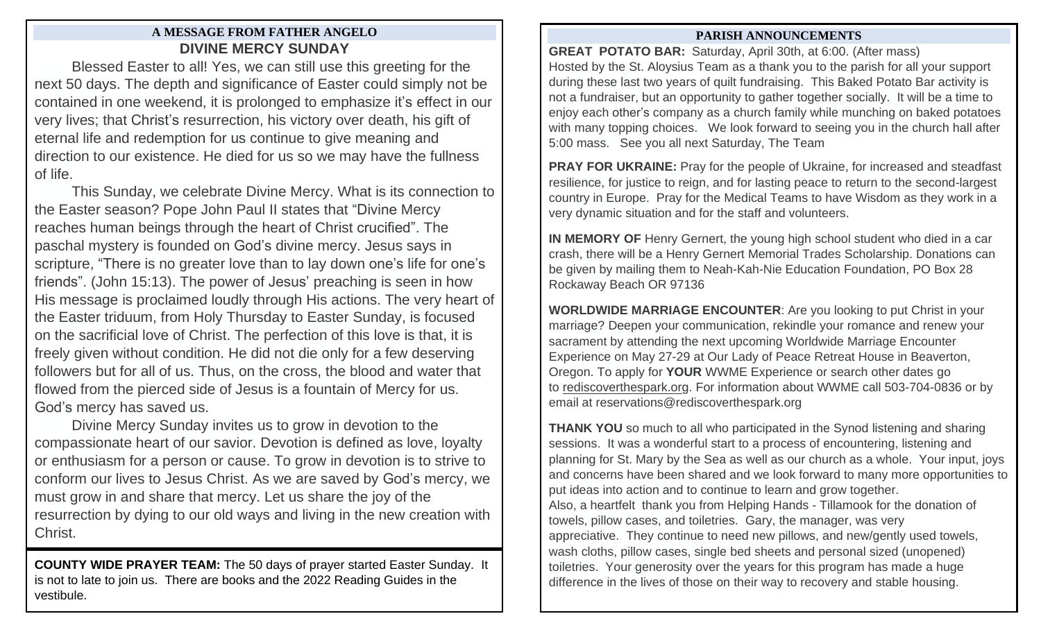## A MESSAGE FROM FATHER ANGELO

### DIVINE MERCY SUNDAY

Blessed Easter to all! Yes, we can still use this greeting for the next 50 days. The depth and significance of Easter could simply not be contained in one weekend, it is prolonged to emphasize it's effect in our very lives; that Christ's resurrection, his victory over death, his gift of eternal life and redemption for us continue to give meaning and direction to our existence. He died for us so we may have the fullness of life.

This Sunday, we celebrate Divine Mercy. What is its connection to the Easter season? Pope John Paul II states that "Divine Mercy reaches human beings through the heart of Christ crucified". The paschal mystery is founded on God's divine mercy. Jesus says in scripture, "There is no greater love than to lay down one's life for one's friends". (John 15:13). The power of Jesus' preaching is seen in how His message is proclaimed loudly through His actions. The very heart of the Easter triduum, from Holy Thursday to Easter Sunday, is focused on the sacrificial love of Christ. The perfection of this love is that, it is freely given without condition. He did not die only for a few deserving followers but for all of us. Thus, on the cross, the blood and water that flowed from the pierced side of Jesus is a fountain of Mercy for us. God's mercy has saved us.

Divine Mercy Sunday invites us to grow in devotion to the compassionate heart of our savior. Devotion is defined as love, loyalty or enthusiasm for a person or cause. To grow in devotion is to strive to conform our lives to Jesus Christ. As we are saved by God's mercy, we must grow in and share that mercy. Let us share the joy of the resurrection by dying to our old ways and living in the new creation with Christ.

**COUNTY WIDE PRAYER TEAM:** The 50 days of prayer started Easter Sunday. It is not to late to join us. There are books and the 2022 Reading Guides in the vestibule.

## PARISH ANNOUNCEMENTS

**GREAT POTATO BAR:** Saturday, April 30th, at 6:00. (After mass) Hosted by the St. Aloysius Team as a thank you to the parish for all your support during these last two years of quilt fundraising. This Baked Potato Bar activity is not a fundraiser, but an opportunity to gather together socially. It will be a time to enjoy each other's company as a church family while munching on baked potatoes with many topping choices. We look forward to seeing you in the church hall after 5:00 mass. See you all next Saturday, The Team

**PRAY FOR UKRAINE:** Pray for the people of Ukraine, for increased and steadfast resilience, for justice to reign, and for lasting peace to return to the second-largest country in Europe. Pray for the Medical Teams to have Wisdom as they work in a very dynamic situation and for the staff and volunteers.

**IN MEMORY OF** Henry Gernert, the young high school student who died in a car crash, there will be a Henry Gernert Memorial Trades Scholarship. Donations can be given by mailing them to Neah-Kah-Nie Education Foundation, PO Box 28 Rockaway Beach OR 97136

**WORLDWIDE MARRIAGE ENCOUNTER**: Are you looking to put Christ in your marriage? Deepen your communication, rekindle your romance and renew your sacrament by attending the next upcoming Worldwide Marriage Encounter Experience on May 27-29 at Our Lady of Peace Retreat House in Beaverton, Oregon. To apply for **YOUR** WWME Experience or search other dates go to rediscoverthespark.org. For information about WWME call 503-704-0836 or by email at reservations@rediscoverthespark.org

**THANK YOU** so much to all who participated in the Synod listening and sharing sessions. It was a wonderful start to a process of encountering, listening and planning for St. Mary by the Sea as well as our church as a whole. Your input, joys and concerns have been shared and we look forward to many more opportunities to put ideas into action and to continue to learn and grow together.
Also, a heartfelt thank you from Helping Hands - Tillamook for the donation of towels, pillow cases, and toiletries. Gary, the manager, was very appreciative. They continue to need new pillows, and new/gently used towels, wash cloths, pillow cases, single bed sheets and personal sized (unopened) toiletries. Your generosity over the years for this program has made a huge difference in the lives of those on their way to recovery and stable housing.